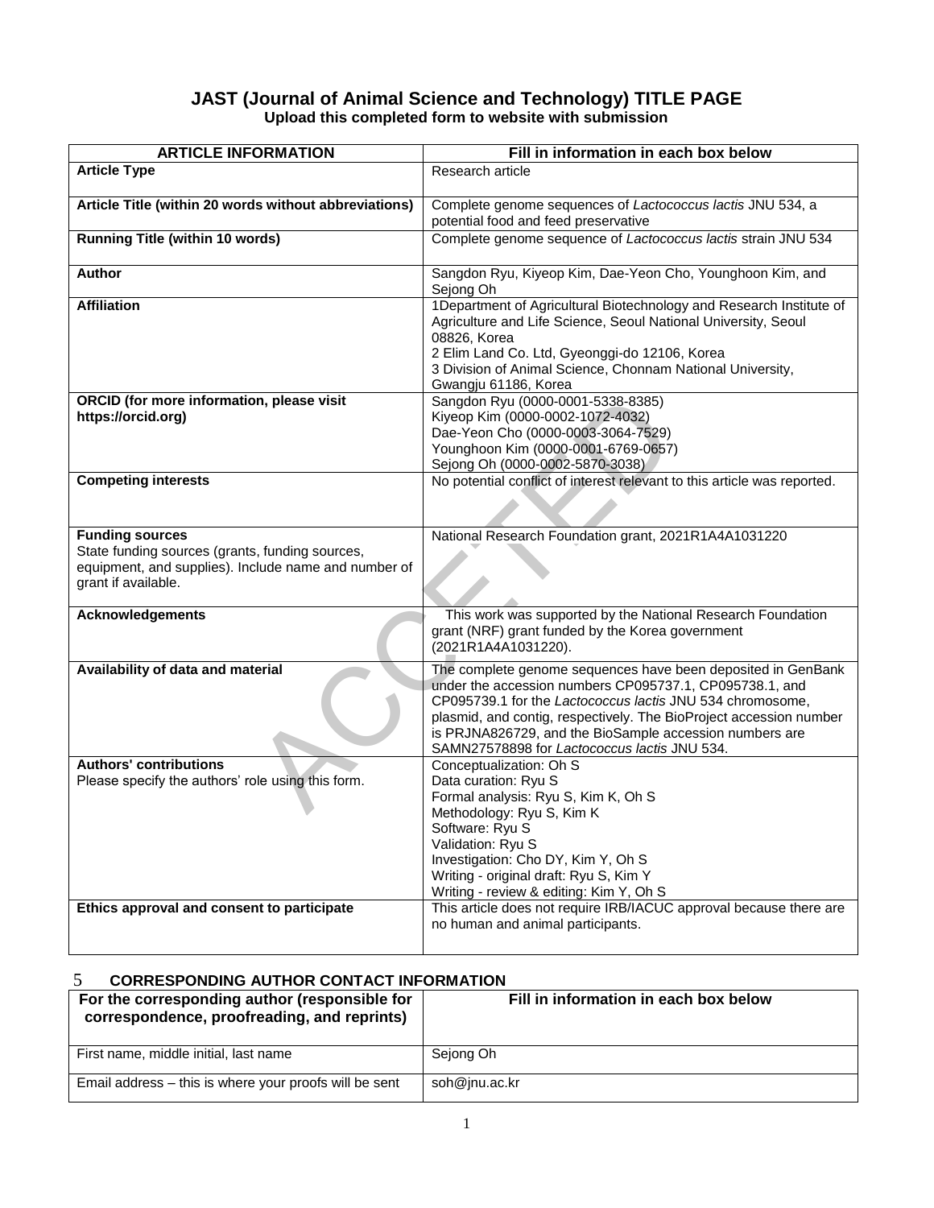# JAST (Journal of Animal Science and Technology) TITLE PAGE

**Upload this completed form to website with submission**

| ARTICLE INFORMATION | Fill in information in each box below |
| --- | --- |
| **Article Type** | Research article |
| **Article Title (within 20 words without abbreviations)** | Complete genome sequences of *Lactococcus lactis* JNU 534, a potential food and feed preservative |
| **Running Title (within 10 words)** | Complete genome sequence of *Lactococcus lactis* strain JNU 534 |
| **Author** | Sangdon Ryu, Kiyeop Kim, Dae-Yeon Cho, Younghoon Kim, and Sejong Oh |
| **Affiliation** | 1Department of Agricultural Biotechnology and Research Institute of Agriculture and Life Science, Seoul National University, Seoul 08826, Korea<br>2 Elim Land Co. Ltd, Gyeonggi-do 12106, Korea<br>3 Division of Animal Science, Chonnam National University, Gwangju 61186, Korea |
| **ORCID (for more information, please visit https://orcid.org)** | Sangdon Ryu (0000-0001-5338-8385)<br>Kiyeop Kim (0000-0002-1072-4032)<br>Dae-Yeon Cho (0000-0003-3064-7529)<br>Younghoon Kim (0000-0001-6769-0657)<br>Sejong Oh (0000-0002-5870-3038) |
| **Competing interests** | No potential conflict of interest relevant to this article was reported. |
| **Funding sources**<br>State funding sources (grants, funding sources, equipment, and supplies). Include name and number of grant if available. | National Research Foundation grant, 2021R1A4A1031220 |
| **Acknowledgements** | This work was supported by the National Research Foundation grant (NRF) grant funded by the Korea government (2021R1A4A1031220). |
| **Availability of data and material** | The complete genome sequences have been deposited in GenBank under the accession numbers CP095737.1, CP095738.1, and CP095739.1 for the *Lactococcus lactis* JNU 534 chromosome, plasmid, and contig, respectively. The BioProject accession number is PRJNA826729, and the BioSample accession numbers are SAMN27578898 for *Lactococcus lactis* JNU 534. |
| **Authors' contributions**<br>Please specify the authors' role using this form. | Conceptualization: Oh S<br>Data curation: Ryu S<br>Formal analysis: Ryu S, Kim K, Oh S<br>Methodology: Ryu S, Kim K<br>Software: Ryu S<br>Validation: Ryu S<br>Investigation: Cho DY, Kim Y, Oh S<br>Writing - original draft: Ryu S, Kim Y<br>Writing - review & editing: Kim Y, Oh S |
| **Ethics approval and consent to participate** | This article does not require IRB/IACUC approval because there are no human and animal participants. |

5 **CORRESPONDING AUTHOR CONTACT INFORMATION**

| For the corresponding author (responsible for correspondence, proofreading, and reprints) | Fill in information in each box below |
| --- | --- |
| First name, middle initial, last name | Sejong Oh |
| Email address – this is where your proofs will be sent | soh@jnu.ac.kr |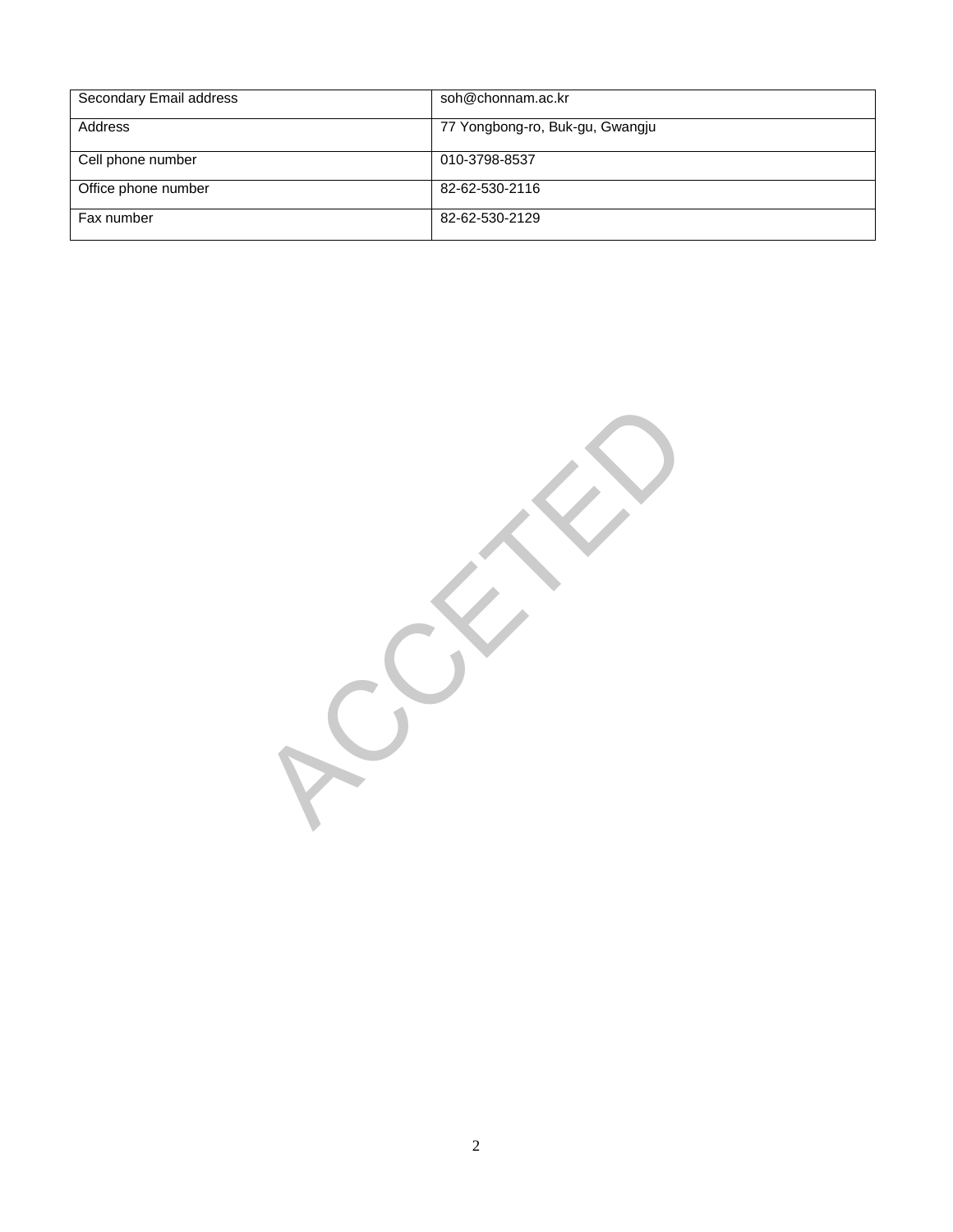| Secondary Email address | soh@chonnam.ac.kr |
|---|---|
| Address | 77 Yongbong-ro, Buk-gu, Gwangju |
| Cell phone number | 010-3798-8537 |
| Office phone number | 82-62-530-2116 |
| Fax number | 82-62-530-2129 |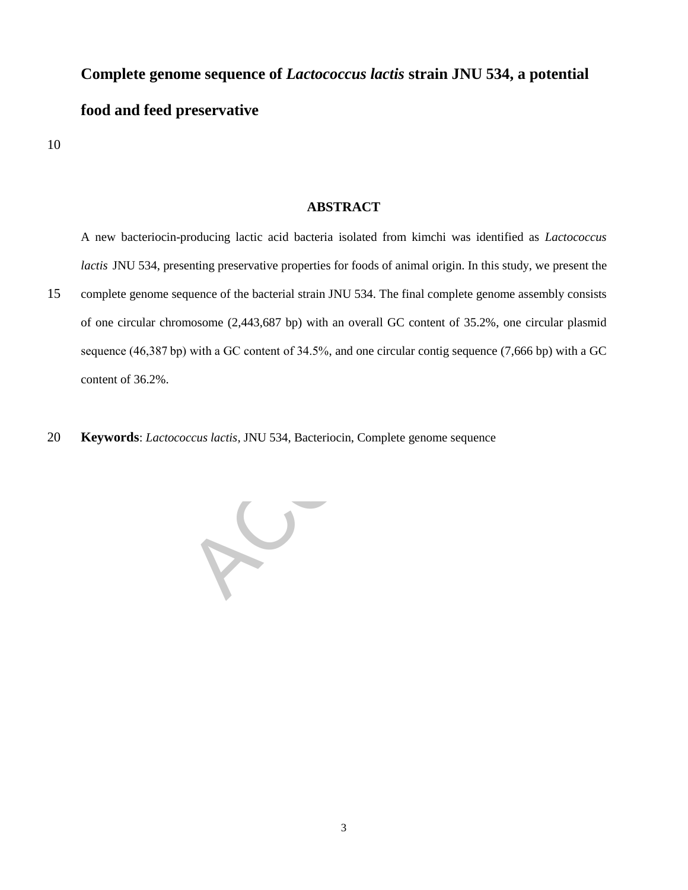# Complete genome sequence of *Lactococcus lactis* strain JNU 534, a potential food and feed preservative

## ABSTRACT

A new bacteriocin-producing lactic acid bacteria isolated from kimchi was identified as *Lactococcus lactis* JNU 534, presenting preservative properties for foods of animal origin. In this study, we present the complete genome sequence of the bacterial strain JNU 534. The final complete genome assembly consists of one circular chromosome (2,443,687 bp) with an overall GC content of 35.2%, one circular plasmid sequence (46,387 bp) with a GC content of 34.5%, and one circular contig sequence (7,666 bp) with a GC content of 36.2%.

**Keywords**: *Lactococcus lactis*, JNU 534, Bacteriocin, Complete genome sequence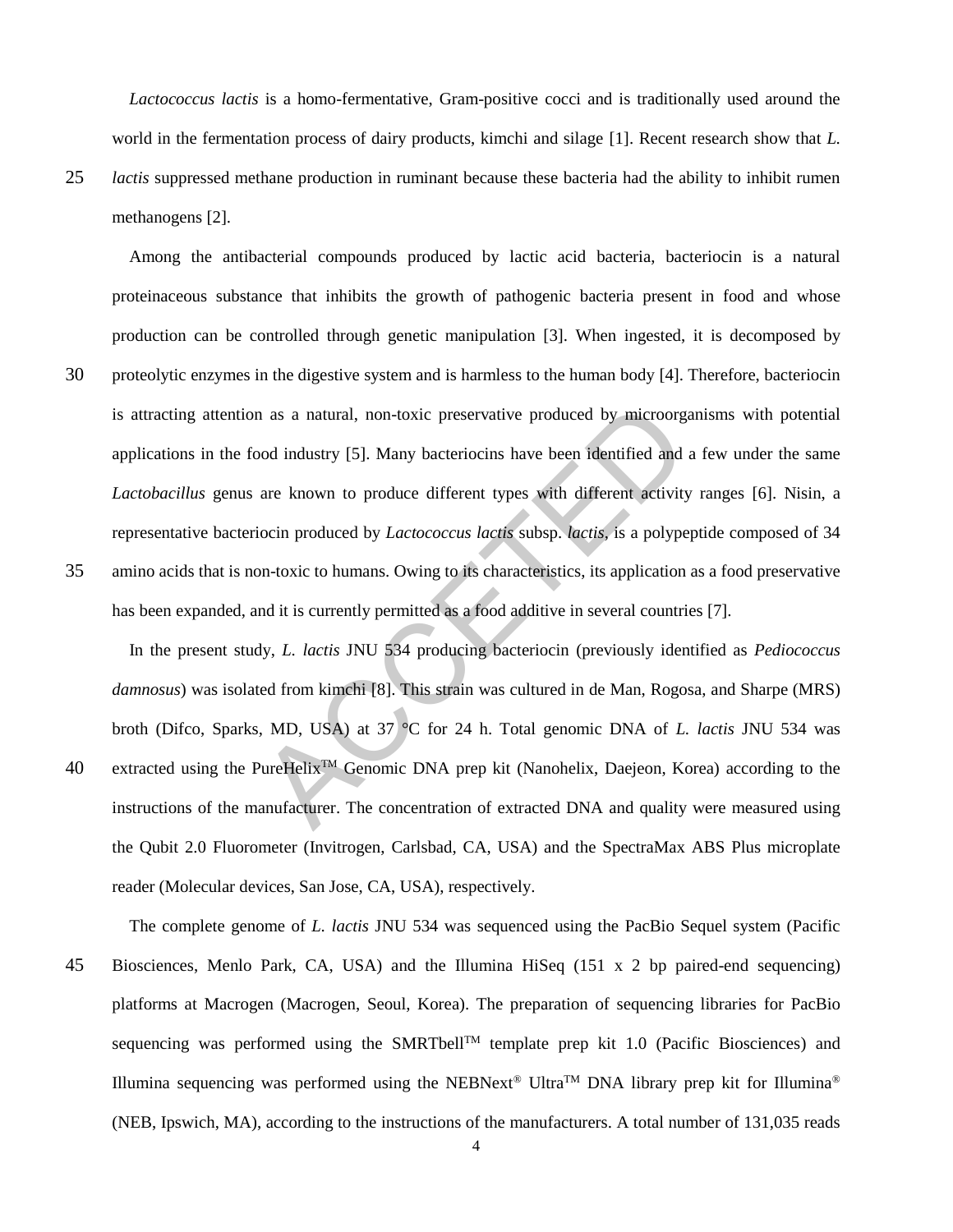*Lactococcus lactis* is a homo-fermentative, Gram-positive cocci and is traditionally used around the world in the fermentation process of dairy products, kimchi and silage [1]. Recent research show that *L. lactis* suppressed methane production in ruminant because these bacteria had the ability to inhibit rumen methanogens [2].

Among the antibacterial compounds produced by lactic acid bacteria, bacteriocin is a natural proteinaceous substance that inhibits the growth of pathogenic bacteria present in food and whose production can be controlled through genetic manipulation [3]. When ingested, it is decomposed by proteolytic enzymes in the digestive system and is harmless to the human body [4]. Therefore, bacteriocin is attracting attention as a natural, non-toxic preservative produced by microorganisms with potential applications in the food industry [5]. Many bacteriocins have been identified and a few under the same *Lactobacillus* genus are known to produce different types with different activity ranges [6]. Nisin, a representative bacteriocin produced by *Lactococcus lactis* subsp. *lactis*, is a polypeptide composed of 34 amino acids that is non-toxic to humans. Owing to its characteristics, its application as a food preservative has been expanded, and it is currently permitted as a food additive in several countries [7].

In the present study, *L. lactis* JNU 534 producing bacteriocin (previously identified as *Pediococcus damnosus*) was isolated from kimchi [8]. This strain was cultured in de Man, Rogosa, and Sharpe (MRS) broth (Difco, Sparks, MD, USA) at 37 °C for 24 h. Total genomic DNA of *L. lactis* JNU 534 was extracted using the PureHelix™ Genomic DNA prep kit (Nanohelix, Daejeon, Korea) according to the instructions of the manufacturer. The concentration of extracted DNA and quality were measured using the Qubit 2.0 Fluorometer (Invitrogen, Carlsbad, CA, USA) and the SpectraMax ABS Plus microplate reader (Molecular devices, San Jose, CA, USA), respectively.

The complete genome of *L. lactis* JNU 534 was sequenced using the PacBio Sequel system (Pacific Biosciences, Menlo Park, CA, USA) and the Illumina HiSeq (151 x 2 bp paired-end sequencing) platforms at Macrogen (Macrogen, Seoul, Korea). The preparation of sequencing libraries for PacBio sequencing was performed using the SMRTbell™ template prep kit 1.0 (Pacific Biosciences) and Illumina sequencing was performed using the NEBNext® Ultra™ DNA library prep kit for Illumina® (NEB, Ipswich, MA), according to the instructions of the manufacturers. A total number of 131,035 reads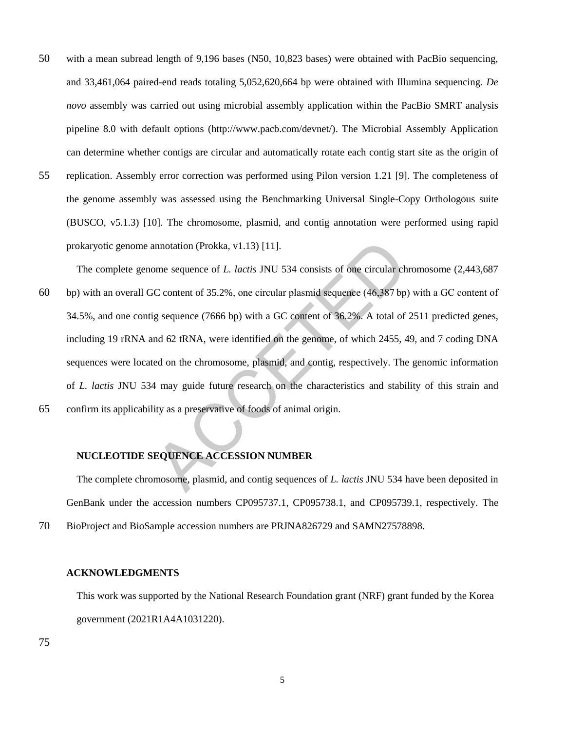with a mean subread length of 9,196 bases (N50, 10,823 bases) were obtained with PacBio sequencing, and 33,461,064 paired-end reads totaling 5,052,620,664 bp were obtained with Illumina sequencing. *De novo* assembly was carried out using microbial assembly application within the PacBio SMRT analysis pipeline 8.0 with default options (http://www.pacb.com/devnet/). The Microbial Assembly Application can determine whether contigs are circular and automatically rotate each contig start site as the origin of replication. Assembly error correction was performed using Pilon version 1.21 [9]. The completeness of the genome assembly was assessed using the Benchmarking Universal Single-Copy Orthologous suite (BUSCO, v5.1.3) [10]. The chromosome, plasmid, and contig annotation were performed using rapid prokaryotic genome annotation (Prokka, v1.13) [11].

The complete genome sequence of *L. lactis* JNU 534 consists of one circular chromosome (2,443,687 bp) with an overall GC content of 35.2%, one circular plasmid sequence (46,387 bp) with a GC content of 34.5%, and one contig sequence (7666 bp) with a GC content of 36.2%. A total of 2511 predicted genes, including 19 rRNA and 62 tRNA, were identified on the genome, of which 2455, 49, and 7 coding DNA sequences were located on the chromosome, plasmid, and contig, respectively. The genomic information of *L. lactis* JNU 534 may guide future research on the characteristics and stability of this strain and confirm its applicability as a preservative of foods of animal origin.

## NUCLEOTIDE SEQUENCE ACCESSION NUMBER

The complete chromosome, plasmid, and contig sequences of *L. lactis* JNU 534 have been deposited in GenBank under the accession numbers CP095737.1, CP095738.1, and CP095739.1, respectively. The BioProject and BioSample accession numbers are PRJNA826729 and SAMN27578898.

## ACKNOWLEDGMENTS

This work was supported by the National Research Foundation grant (NRF) grant funded by the Korea government (2021R1A4A1031220).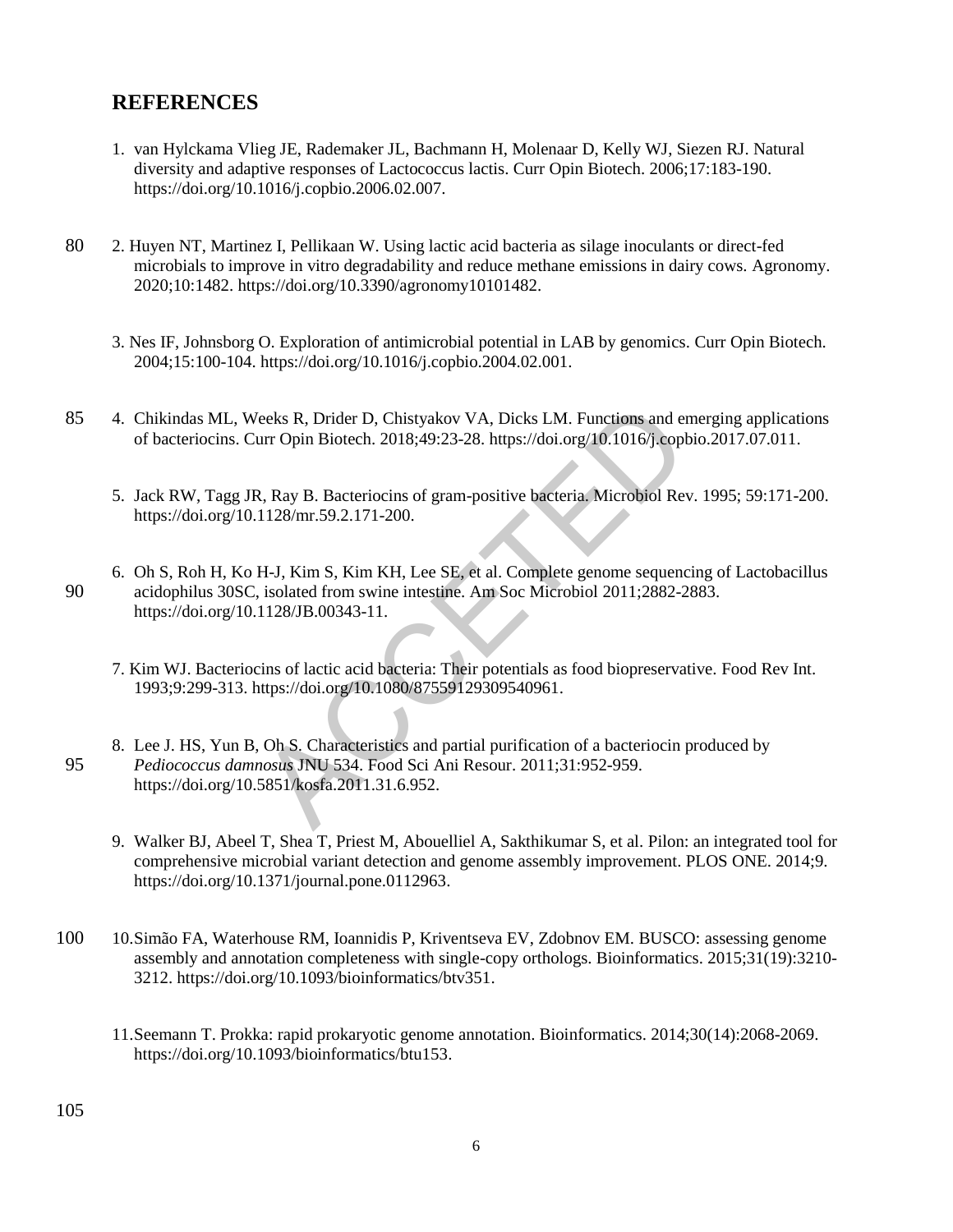## REFERENCES

1. van Hylckama Vlieg JE, Rademaker JL, Bachmann H, Molenaar D, Kelly WJ, Siezen RJ. Natural diversity and adaptive responses of Lactococcus lactis. Curr Opin Biotech. 2006;17:183-190. https://doi.org/10.1016/j.copbio.2006.02.007.

2. Huyen NT, Martinez I, Pellikaan W. Using lactic acid bacteria as silage inoculants or direct-fed microbials to improve in vitro degradability and reduce methane emissions in dairy cows. Agronomy. 2020;10:1482. https://doi.org/10.3390/agronomy10101482.

3. Nes IF, Johnsborg O. Exploration of antimicrobial potential in LAB by genomics. Curr Opin Biotech. 2004;15:100-104. https://doi.org/10.1016/j.copbio.2004.02.001.

4. Chikindas ML, Weeks R, Drider D, Chistyakov VA, Dicks LM. Functions and emerging applications of bacteriocins. Curr Opin Biotech. 2018;49:23-28. https://doi.org/10.1016/j.copbio.2017.07.011.

5. Jack RW, Tagg JR, Ray B. Bacteriocins of gram-positive bacteria. Microbiol Rev. 1995; 59:171-200. https://doi.org/10.1128/mr.59.2.171-200.

6. Oh S, Roh H, Ko H-J, Kim S, Kim KH, Lee SE, et al. Complete genome sequencing of Lactobacillus acidophilus 30SC, isolated from swine intestine. Am Soc Microbiol 2011;2882-2883. https://doi.org/10.1128/JB.00343-11.

7. Kim WJ. Bacteriocins of lactic acid bacteria: Their potentials as food biopreservative. Food Rev Int. 1993;9:299-313. https://doi.org/10.1080/87559129309540961.

8. Lee J. HS, Yun B, Oh S. Characteristics and partial purification of a bacteriocin produced by *Pediococcus damnosus* JNU 534. Food Sci Ani Resour. 2011;31:952-959. https://doi.org/10.5851/kosfa.2011.31.6.952.

9. Walker BJ, Abeel T, Shea T, Priest M, Abouelliel A, Sakthikumar S, et al. Pilon: an integrated tool for comprehensive microbial variant detection and genome assembly improvement. PLOS ONE. 2014;9. https://doi.org/10.1371/journal.pone.0112963.

10. Simão FA, Waterhouse RM, Ioannidis P, Kriventseva EV, Zdobnov EM. BUSCO: assessing genome assembly and annotation completeness with single-copy orthologs. Bioinformatics. 2015;31(19):3210-3212. https://doi.org/10.1093/bioinformatics/btv351.

11. Seemann T. Prokka: rapid prokaryotic genome annotation. Bioinformatics. 2014;30(14):2068-2069. https://doi.org/10.1093/bioinformatics/btu153.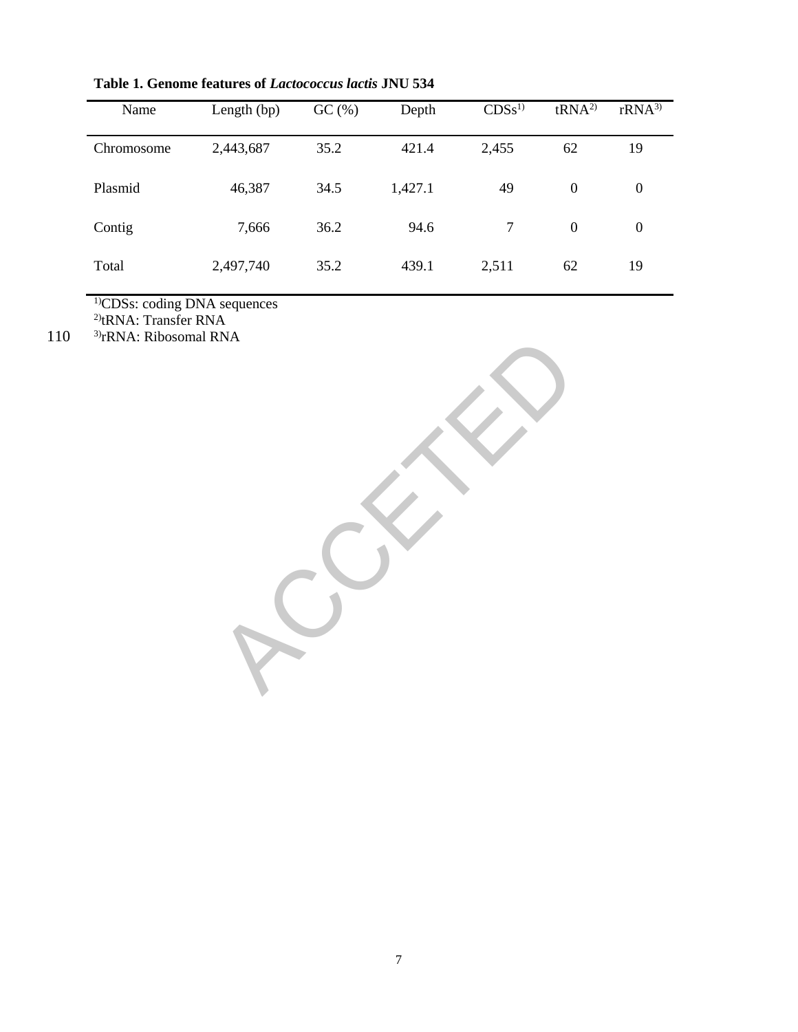**Table 1. Genome features of *Lactococcus lactis* JNU 534**

| Name | Length (bp) | GC (%) | Depth | CDSs[1)] | tRNA[2)] | rRNA[3)] |
|---|---|---|---|---|---|---|
| Chromosome | 2,443,687 | 35.2 | 421.4 | 2,455 | 62 | 19 |
| Plasmid | 46,387 | 34.5 | 1,427.1 | 49 | 0 | 0 |
| Contig | 7,666 | 36.2 | 94.6 | 7 | 0 | 0 |
| Total | 2,497,740 | 35.2 | 439.1 | 2,511 | 62 | 19 |

[1)]CDSs: coding DNA sequences
[2)]tRNA: Transfer RNA
[3)]rRNA: Ribosomal RNA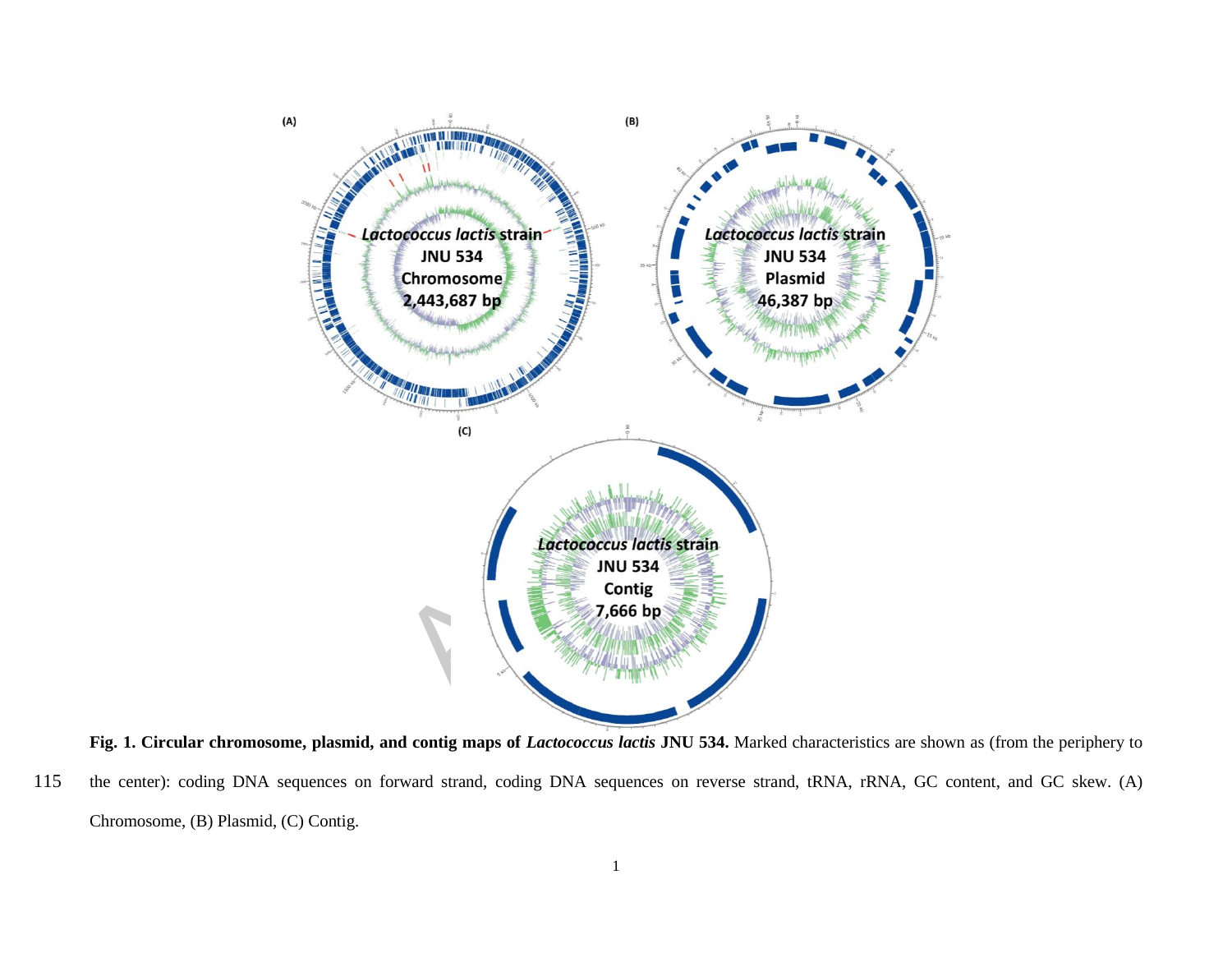(A)

Lactococcus lactis strain
JNU 534
Chromosome
2,443,687 bp

(B)

Lactococcus lactis strain
JNU 534
Plasmid
46,387 bp

(C)

Lactococcus lactis strain
JNU 534
Contig
7,666 bp

**Fig. 1. Circular chromosome, plasmid, and contig maps of *Lactococcus lactis* JNU 534.** Marked characteristics are shown as (from the periphery to the center): coding DNA sequences on forward strand, coding DNA sequences on reverse strand, tRNA, rRNA, GC content, and GC skew. (A) Chromosome, (B) Plasmid, (C) Contig.